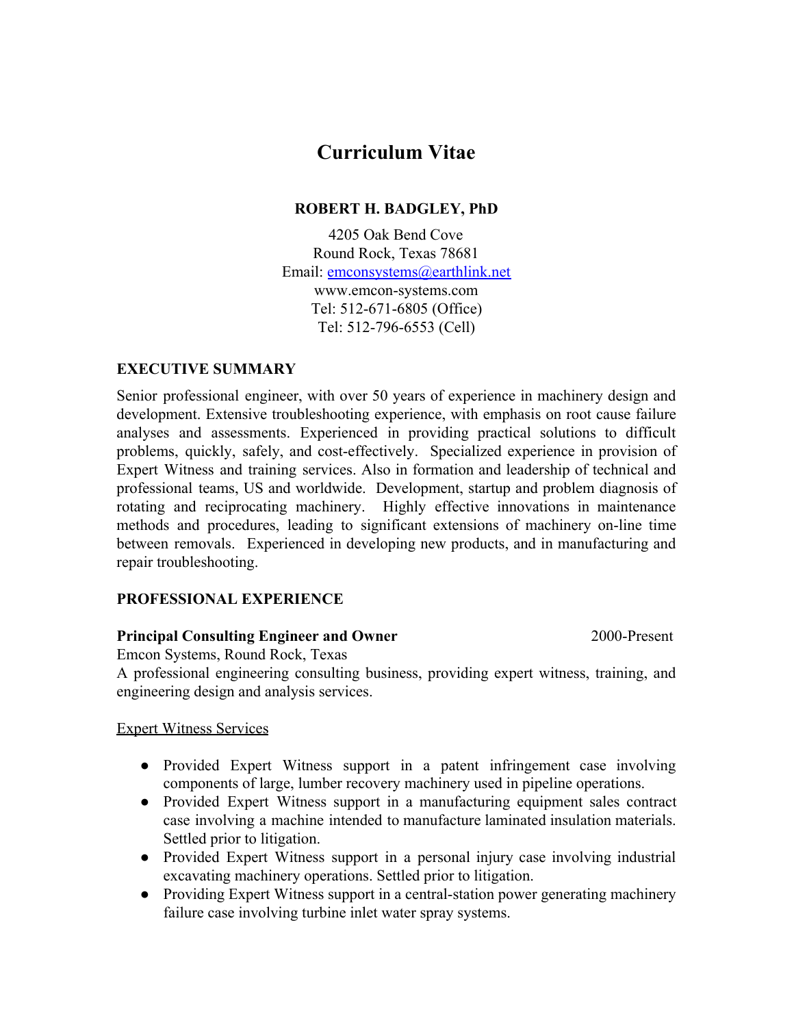# Curriculum Vitae

**ROBERT H. BADGLEY, PhD**

4205 Oak Bend Cove
Round Rock, Texas 78681
Email: emconsystems@earthlink.net
www.emcon-systems.com
Tel: 512-671-6805 (Office)
Tel: 512-796-6553 (Cell)

## EXECUTIVE SUMMARY

Senior professional engineer, with over 50 years of experience in machinery design and development. Extensive troubleshooting experience, with emphasis on root cause failure analyses and assessments. Experienced in providing practical solutions to difficult problems, quickly, safely, and cost-effectively. Specialized experience in provision of Expert Witness and training services. Also in formation and leadership of technical and professional teams, US and worldwide. Development, startup and problem diagnosis of rotating and reciprocating machinery. Highly effective innovations in maintenance methods and procedures, leading to significant extensions of machinery on-line time between removals. Experienced in developing new products, and in manufacturing and repair troubleshooting.

## PROFESSIONAL EXPERIENCE

**Principal Consulting Engineer and Owner** 2000-Present
Emcon Systems, Round Rock, Texas
A professional engineering consulting business, providing expert witness, training, and engineering design and analysis services.

Expert Witness Services

- Provided Expert Witness support in a patent infringement case involving components of large, lumber recovery machinery used in pipeline operations.
- Provided Expert Witness support in a manufacturing equipment sales contract case involving a machine intended to manufacture laminated insulation materials. Settled prior to litigation.
- Provided Expert Witness support in a personal injury case involving industrial excavating machinery operations. Settled prior to litigation.
- Providing Expert Witness support in a central-station power generating machinery failure case involving turbine inlet water spray systems.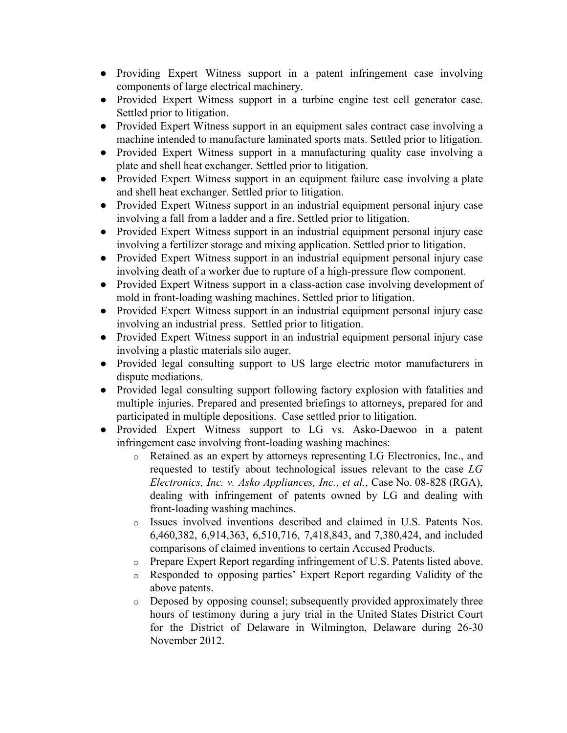- Providing Expert Witness support in a patent infringement case involving components of large electrical machinery.
- Provided Expert Witness support in a turbine engine test cell generator case. Settled prior to litigation.
- Provided Expert Witness support in an equipment sales contract case involving a machine intended to manufacture laminated sports mats. Settled prior to litigation.
- Provided Expert Witness support in a manufacturing quality case involving a plate and shell heat exchanger. Settled prior to litigation.
- Provided Expert Witness support in an equipment failure case involving a plate and shell heat exchanger. Settled prior to litigation.
- Provided Expert Witness support in an industrial equipment personal injury case involving a fall from a ladder and a fire. Settled prior to litigation.
- Provided Expert Witness support in an industrial equipment personal injury case involving a fertilizer storage and mixing application. Settled prior to litigation.
- Provided Expert Witness support in an industrial equipment personal injury case involving death of a worker due to rupture of a high-pressure flow component.
- Provided Expert Witness support in a class-action case involving development of mold in front-loading washing machines. Settled prior to litigation.
- Provided Expert Witness support in an industrial equipment personal injury case involving an industrial press. Settled prior to litigation.
- Provided Expert Witness support in an industrial equipment personal injury case involving a plastic materials silo auger.
- Provided legal consulting support to US large electric motor manufacturers in dispute mediations.
- Provided legal consulting support following factory explosion with fatalities and multiple injuries. Prepared and presented briefings to attorneys, prepared for and participated in multiple depositions. Case settled prior to litigation.
- Provided Expert Witness support to LG vs. Asko-Daewoo in a patent infringement case involving front-loading washing machines:
  - Retained as an expert by attorneys representing LG Electronics, Inc., and requested to testify about technological issues relevant to the case *LG Electronics, Inc. v. Asko Appliances, Inc.*, *et al.*, Case No. 08-828 (RGA), dealing with infringement of patents owned by LG and dealing with front-loading washing machines.
  - Issues involved inventions described and claimed in U.S. Patents Nos. 6,460,382, 6,914,363, 6,510,716, 7,418,843, and 7,380,424, and included comparisons of claimed inventions to certain Accused Products.
  - Prepare Expert Report regarding infringement of U.S. Patents listed above.
  - Responded to opposing parties' Expert Report regarding Validity of the above patents.
  - Deposed by opposing counsel; subsequently provided approximately three hours of testimony during a jury trial in the United States District Court for the District of Delaware in Wilmington, Delaware during 26-30 November 2012.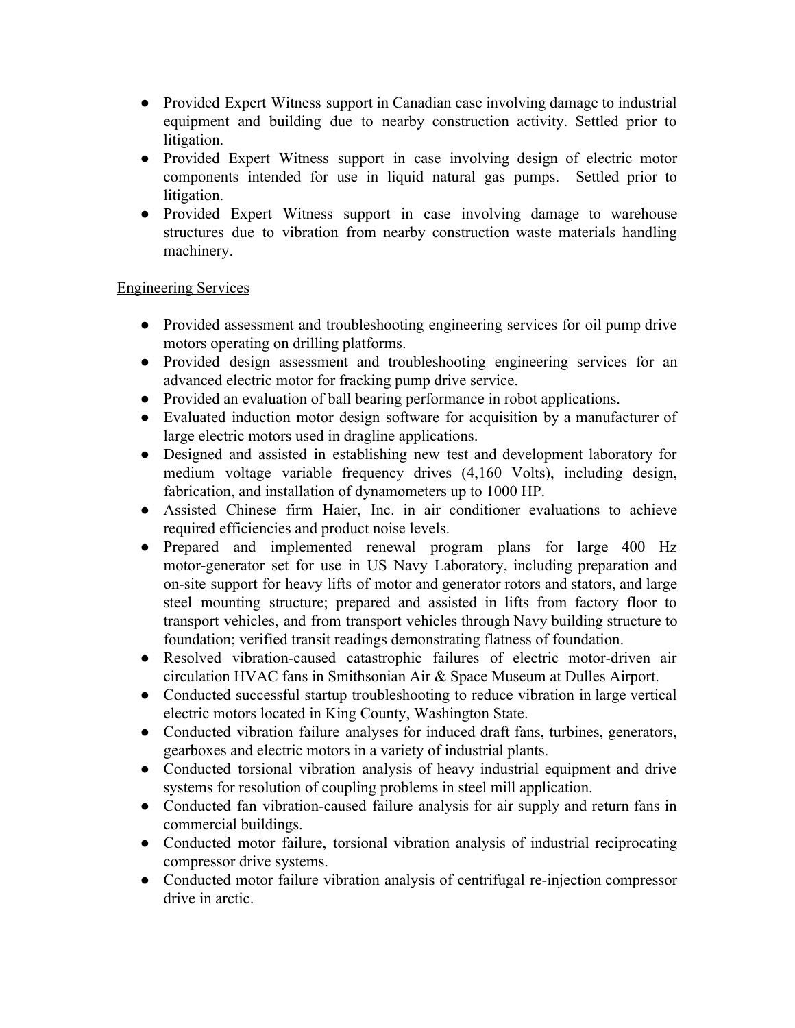- Provided Expert Witness support in Canadian case involving damage to industrial equipment and building due to nearby construction activity. Settled prior to litigation.
- Provided Expert Witness support in case involving design of electric motor components intended for use in liquid natural gas pumps. Settled prior to litigation.
- Provided Expert Witness support in case involving damage to warehouse structures due to vibration from nearby construction waste materials handling machinery.

Engineering Services

- Provided assessment and troubleshooting engineering services for oil pump drive motors operating on drilling platforms.
- Provided design assessment and troubleshooting engineering services for an advanced electric motor for fracking pump drive service.
- Provided an evaluation of ball bearing performance in robot applications.
- Evaluated induction motor design software for acquisition by a manufacturer of large electric motors used in dragline applications.
- Designed and assisted in establishing new test and development laboratory for medium voltage variable frequency drives (4,160 Volts), including design, fabrication, and installation of dynamometers up to 1000 HP.
- Assisted Chinese firm Haier, Inc. in air conditioner evaluations to achieve required efficiencies and product noise levels.
- Prepared and implemented renewal program plans for large 400 Hz motor-generator set for use in US Navy Laboratory, including preparation and on-site support for heavy lifts of motor and generator rotors and stators, and large steel mounting structure; prepared and assisted in lifts from factory floor to transport vehicles, and from transport vehicles through Navy building structure to foundation; verified transit readings demonstrating flatness of foundation.
- Resolved vibration-caused catastrophic failures of electric motor-driven air circulation HVAC fans in Smithsonian Air & Space Museum at Dulles Airport.
- Conducted successful startup troubleshooting to reduce vibration in large vertical electric motors located in King County, Washington State.
- Conducted vibration failure analyses for induced draft fans, turbines, generators, gearboxes and electric motors in a variety of industrial plants.
- Conducted torsional vibration analysis of heavy industrial equipment and drive systems for resolution of coupling problems in steel mill application.
- Conducted fan vibration-caused failure analysis for air supply and return fans in commercial buildings.
- Conducted motor failure, torsional vibration analysis of industrial reciprocating compressor drive systems.
- Conducted motor failure vibration analysis of centrifugal re-injection compressor drive in arctic.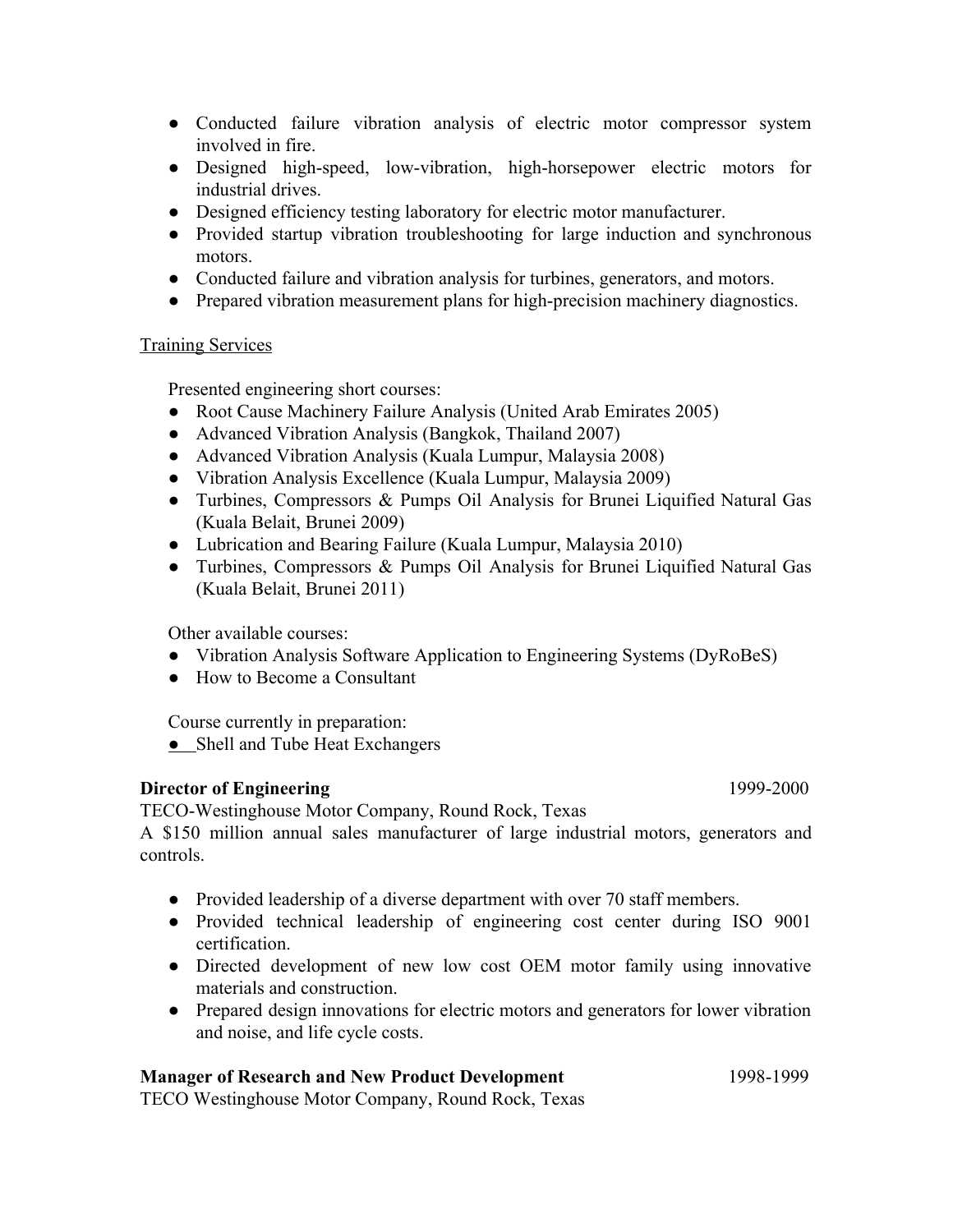- Conducted failure vibration analysis of electric motor compressor system involved in fire.
- Designed high-speed, low-vibration, high-horsepower electric motors for industrial drives.
- Designed efficiency testing laboratory for electric motor manufacturer.
- Provided startup vibration troubleshooting for large induction and synchronous motors.
- Conducted failure and vibration analysis for turbines, generators, and motors.
- Prepared vibration measurement plans for high-precision machinery diagnostics.

<u>Training Services</u>

Presented engineering short courses:

- Root Cause Machinery Failure Analysis (United Arab Emirates 2005)
- Advanced Vibration Analysis (Bangkok, Thailand 2007)
- Advanced Vibration Analysis (Kuala Lumpur, Malaysia 2008)
- Vibration Analysis Excellence (Kuala Lumpur, Malaysia 2009)
- Turbines, Compressors & Pumps Oil Analysis for Brunei Liquified Natural Gas (Kuala Belait, Brunei 2009)
- Lubrication and Bearing Failure (Kuala Lumpur, Malaysia 2010)
- Turbines, Compressors & Pumps Oil Analysis for Brunei Liquified Natural Gas (Kuala Belait, Brunei 2011)

Other available courses:

- Vibration Analysis Software Application to Engineering Systems (DyRoBeS)
- How to Become a Consultant

Course currently in preparation:

- Shell and Tube Heat Exchangers

**Director of Engineering** 1999-2000

TECO-Westinghouse Motor Company, Round Rock, Texas

A $150 million annual sales manufacturer of large industrial motors, generators and controls.

- Provided leadership of a diverse department with over 70 staff members.
- Provided technical leadership of engineering cost center during ISO 9001 certification.
- Directed development of new low cost OEM motor family using innovative materials and construction.
- Prepared design innovations for electric motors and generators for lower vibration and noise, and life cycle costs.

**Manager of Research and New Product Development** 1998-1999

TECO Westinghouse Motor Company, Round Rock, Texas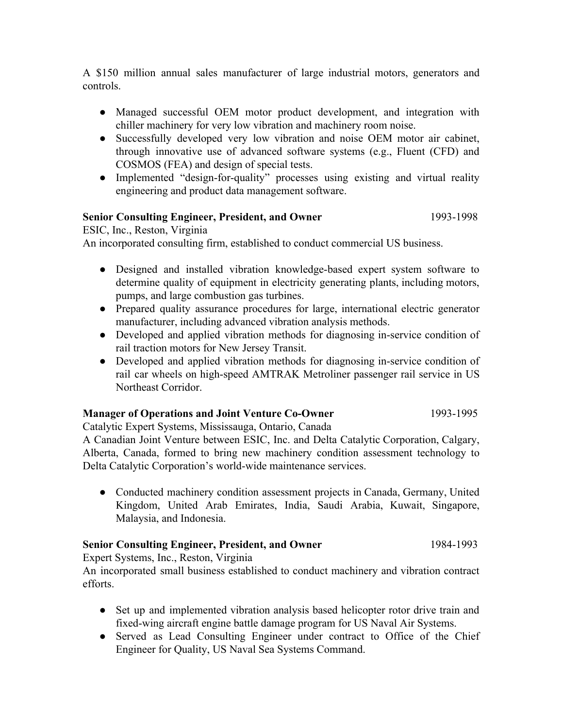A $150 million annual sales manufacturer of large industrial motors, generators and controls.

- Managed successful OEM motor product development, and integration with chiller machinery for very low vibration and machinery room noise.
- Successfully developed very low vibration and noise OEM motor air cabinet, through innovative use of advanced software systems (e.g., Fluent (CFD) and COSMOS (FEA) and design of special tests.
- Implemented "design-for-quality" processes using existing and virtual reality engineering and product data management software.

**Senior Consulting Engineer, President, and Owner** 1993-1998

ESIC, Inc., Reston, Virginia

An incorporated consulting firm, established to conduct commercial US business.

- Designed and installed vibration knowledge-based expert system software to determine quality of equipment in electricity generating plants, including motors, pumps, and large combustion gas turbines.
- Prepared quality assurance procedures for large, international electric generator manufacturer, including advanced vibration analysis methods.
- Developed and applied vibration methods for diagnosing in-service condition of rail traction motors for New Jersey Transit.
- Developed and applied vibration methods for diagnosing in-service condition of rail car wheels on high-speed AMTRAK Metroliner passenger rail service in US Northeast Corridor.

**Manager of Operations and Joint Venture Co-Owner** 1993-1995

Catalytic Expert Systems, Mississauga, Ontario, Canada

A Canadian Joint Venture between ESIC, Inc. and Delta Catalytic Corporation, Calgary, Alberta, Canada, formed to bring new machinery condition assessment technology to Delta Catalytic Corporation's world-wide maintenance services.

- Conducted machinery condition assessment projects in Canada, Germany, United Kingdom, United Arab Emirates, India, Saudi Arabia, Kuwait, Singapore, Malaysia, and Indonesia.

**Senior Consulting Engineer, President, and Owner** 1984-1993

Expert Systems, Inc., Reston, Virginia

An incorporated small business established to conduct machinery and vibration contract efforts.

- Set up and implemented vibration analysis based helicopter rotor drive train and fixed-wing aircraft engine battle damage program for US Naval Air Systems.
- Served as Lead Consulting Engineer under contract to Office of the Chief Engineer for Quality, US Naval Sea Systems Command.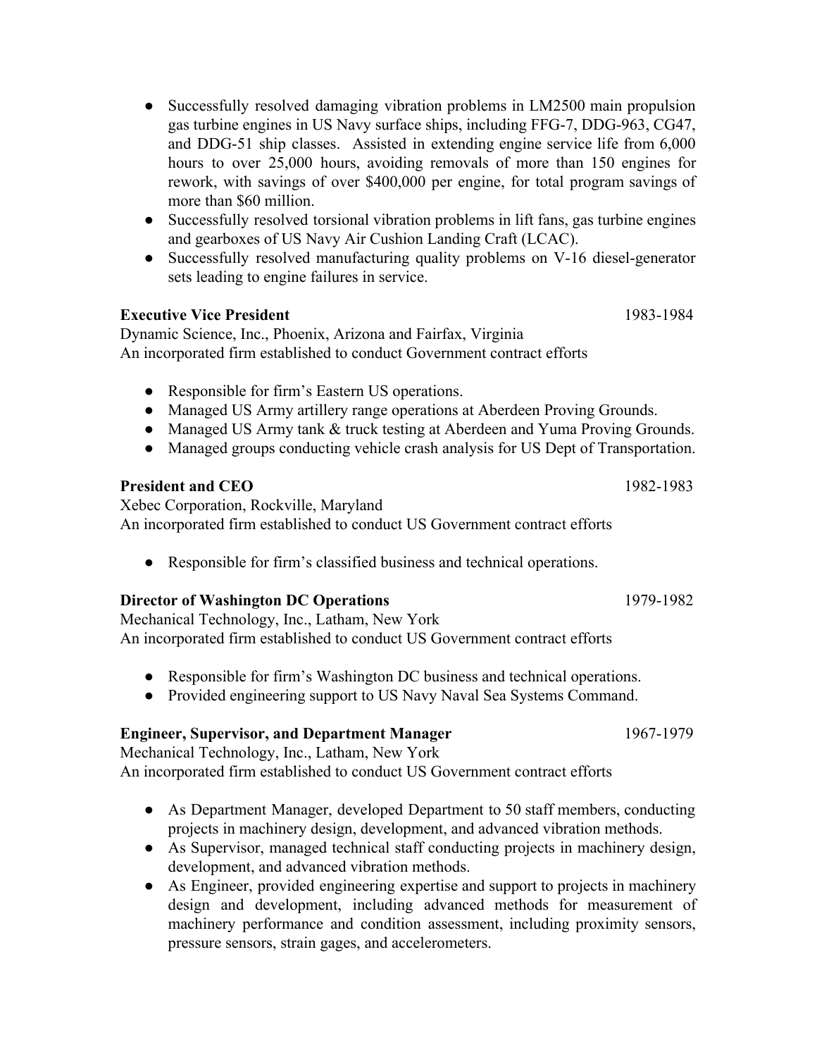- Successfully resolved damaging vibration problems in LM2500 main propulsion gas turbine engines in US Navy surface ships, including FFG-7, DDG-963, CG47, and DDG-51 ship classes. Assisted in extending engine service life from 6,000 hours to over 25,000 hours, avoiding removals of more than 150 engines for rework, with savings of over $400,000 per engine, for total program savings of more than $60 million.
- Successfully resolved torsional vibration problems in lift fans, gas turbine engines and gearboxes of US Navy Air Cushion Landing Craft (LCAC).
- Successfully resolved manufacturing quality problems on V-16 diesel-generator sets leading to engine failures in service.

**Executive Vice President** 1983-1984
Dynamic Science, Inc., Phoenix, Arizona and Fairfax, Virginia
An incorporated firm established to conduct Government contract efforts

- Responsible for firm's Eastern US operations.
- Managed US Army artillery range operations at Aberdeen Proving Grounds.
- Managed US Army tank & truck testing at Aberdeen and Yuma Proving Grounds.
- Managed groups conducting vehicle crash analysis for US Dept of Transportation.

**President and CEO** 1982-1983
Xebec Corporation, Rockville, Maryland
An incorporated firm established to conduct US Government contract efforts

- Responsible for firm's classified business and technical operations.

**Director of Washington DC Operations** 1979-1982
Mechanical Technology, Inc., Latham, New York
An incorporated firm established to conduct US Government contract efforts

- Responsible for firm's Washington DC business and technical operations.
- Provided engineering support to US Navy Naval Sea Systems Command.

**Engineer, Supervisor, and Department Manager** 1967-1979
Mechanical Technology, Inc., Latham, New York
An incorporated firm established to conduct US Government contract efforts

- As Department Manager, developed Department to 50 staff members, conducting projects in machinery design, development, and advanced vibration methods.
- As Supervisor, managed technical staff conducting projects in machinery design, development, and advanced vibration methods.
- As Engineer, provided engineering expertise and support to projects in machinery design and development, including advanced methods for measurement of machinery performance and condition assessment, including proximity sensors, pressure sensors, strain gages, and accelerometers.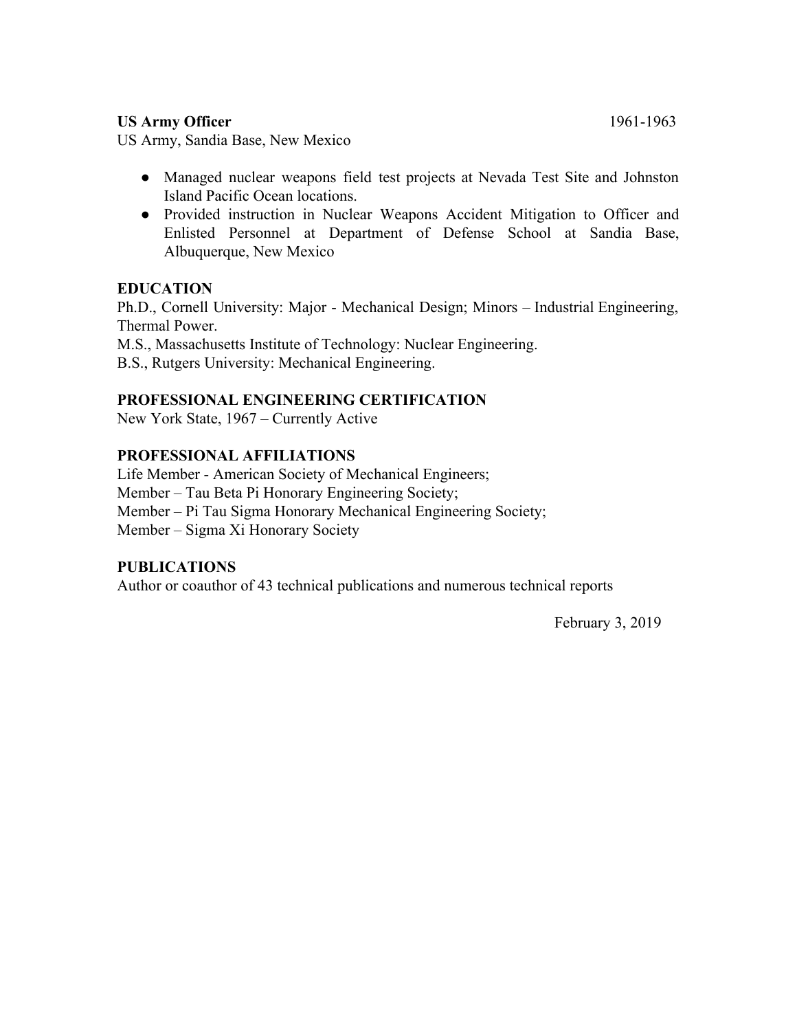**US Army Officer** 1961-1963

US Army, Sandia Base, New Mexico

- Managed nuclear weapons field test projects at Nevada Test Site and Johnston Island Pacific Ocean locations.
- Provided instruction in Nuclear Weapons Accident Mitigation to Officer and Enlisted Personnel at Department of Defense School at Sandia Base, Albuquerque, New Mexico

## EDUCATION

Ph.D., Cornell University: Major - Mechanical Design; Minors – Industrial Engineering, Thermal Power.

M.S., Massachusetts Institute of Technology: Nuclear Engineering.

B.S., Rutgers University: Mechanical Engineering.

## PROFESSIONAL ENGINEERING CERTIFICATION

New York State, 1967 – Currently Active

## PROFESSIONAL AFFILIATIONS

Life Member - American Society of Mechanical Engineers;

Member – Tau Beta Pi Honorary Engineering Society;

Member – Pi Tau Sigma Honorary Mechanical Engineering Society;

Member – Sigma Xi Honorary Society

## PUBLICATIONS

Author or coauthor of 43 technical publications and numerous technical reports

February 3, 2019